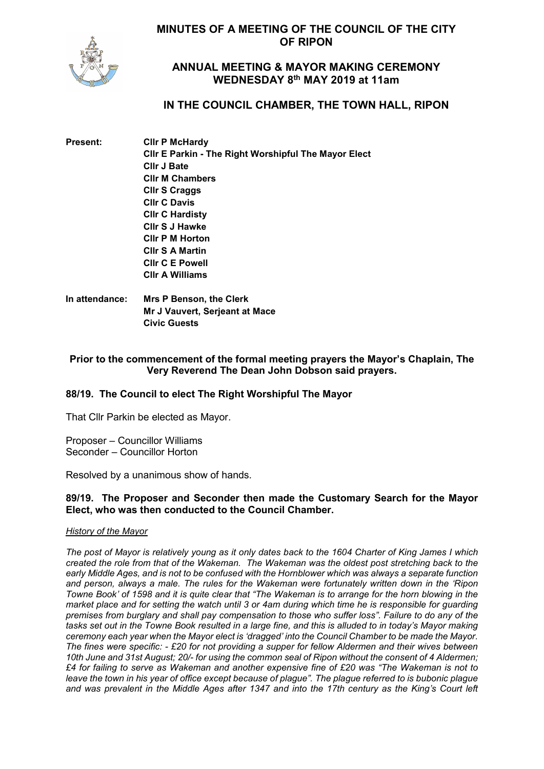# MINUTES OF A MEETING OF THE COUNCIL OF THE CITY OF RIPON

## ANNUAL MEETING & MAYOR MAKING CEREMONY WEDNESDAY 8th MAY 2019 at 11am

## IN THE COUNCIL CHAMBER, THE TOWN HALL, RIPON

**Present:** **Cllr P McHardy**
**Cllr E Parkin - The Right Worshipful The Mayor Elect**
**Cllr J Bate**
**Cllr M Chambers**
**Cllr S Craggs**
**Cllr C Davis**
**Cllr C Hardisty**
**Cllr S J Hawke**
**Cllr P M Horton**
**Cllr S A Martin**
**Cllr C E Powell**
**Cllr A Williams**

**In attendance:** **Mrs P Benson, the Clerk**
**Mr J Vauvert, Serjeant at Mace**
**Civic Guests**

**Prior to the commencement of the formal meeting prayers the Mayor's Chaplain, The Very Reverend The Dean John Dobson said prayers.**

### 88/19. The Council to elect The Right Worshipful The Mayor

That Cllr Parkin be elected as Mayor.

Proposer – Councillor Williams
Seconder – Councillor Horton

Resolved by a unanimous show of hands.

### 89/19. The Proposer and Seconder then made the Customary Search for the Mayor Elect, who was then conducted to the Council Chamber.

*History of the Mayor*

*The post of Mayor is relatively young as it only dates back to the 1604 Charter of King James I which created the role from that of the Wakeman. The Wakeman was the oldest post stretching back to the early Middle Ages, and is not to be confused with the Hornblower which was always a separate function and person, always a male. The rules for the Wakeman were fortunately written down in the 'Ripon Towne Book' of 1598 and it is quite clear that "The Wakeman is to arrange for the horn blowing in the market place and for setting the watch until 3 or 4am during which time he is responsible for guarding premises from burglary and shall pay compensation to those who suffer loss". Failure to do any of the tasks set out in the Towne Book resulted in a large fine, and this is alluded to in today's Mayor making ceremony each year when the Mayor elect is 'dragged' into the Council Chamber to be made the Mayor. The fines were specific: - £20 for not providing a supper for fellow Aldermen and their wives between 10th June and 31st August; 20/- for using the common seal of Ripon without the consent of 4 Aldermen; £4 for failing to serve as Wakeman and another expensive fine of £20 was "The Wakeman is not to leave the town in his year of office except because of plague". The plague referred to is bubonic plague and was prevalent in the Middle Ages after 1347 and into the 17th century as the King's Court left*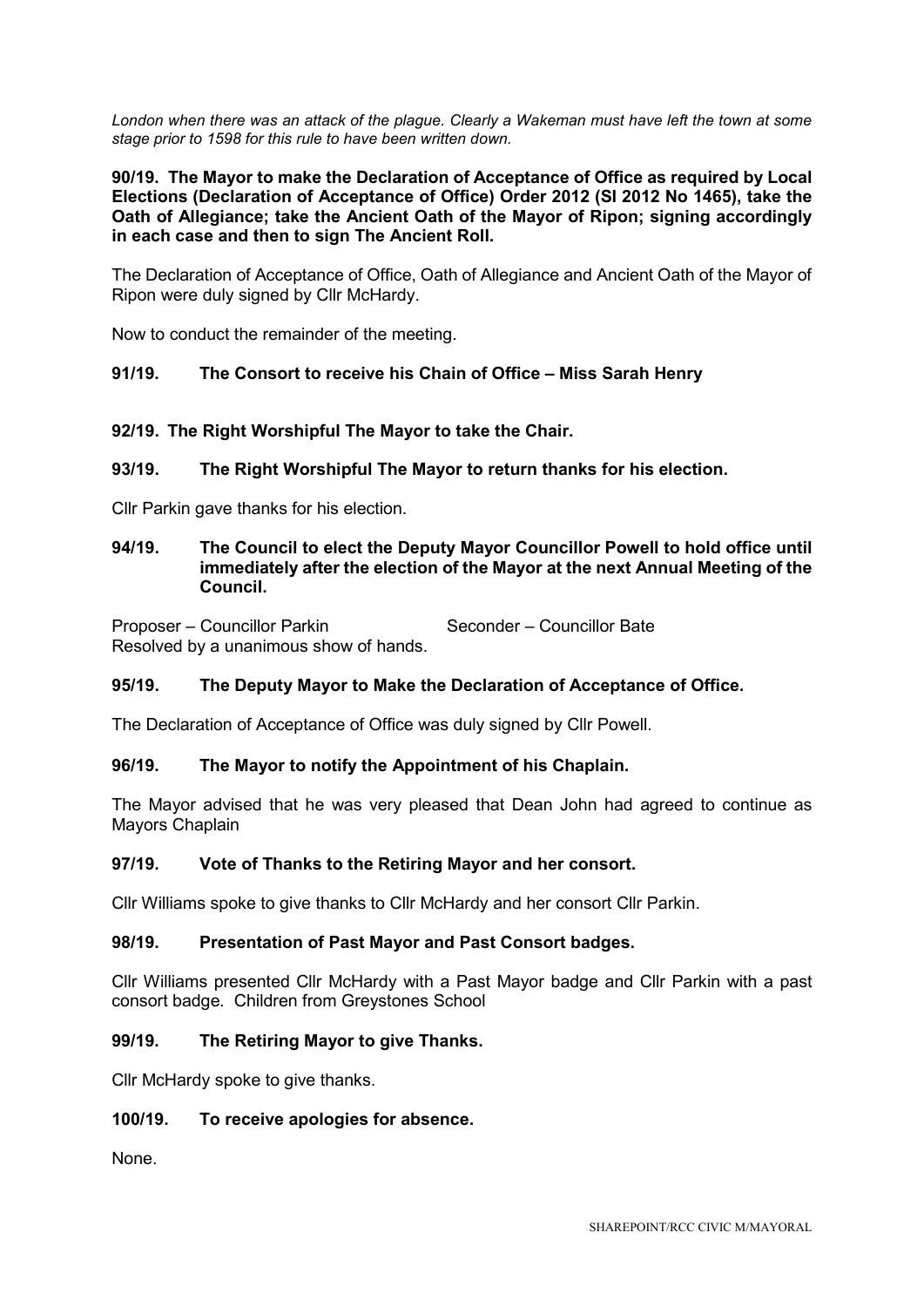*London when there was an attack of the plague. Clearly a Wakeman must have left the town at some stage prior to 1598 for this rule to have been written down.*

**90/19. The Mayor to make the Declaration of Acceptance of Office as required by Local Elections (Declaration of Acceptance of Office) Order 2012 (SI 2012 No 1465), take the Oath of Allegiance; take the Ancient Oath of the Mayor of Ripon; signing accordingly in each case and then to sign The Ancient Roll.**

The Declaration of Acceptance of Office, Oath of Allegiance and Ancient Oath of the Mayor of Ripon were duly signed by Cllr McHardy.

Now to conduct the remainder of the meeting.

**91/19. The Consort to receive his Chain of Office – Miss Sarah Henry**

**92/19. The Right Worshipful The Mayor to take the Chair.**

**93/19. The Right Worshipful The Mayor to return thanks for his election.**

Cllr Parkin gave thanks for his election.

**94/19. The Council to elect the Deputy Mayor Councillor Powell to hold office until immediately after the election of the Mayor at the next Annual Meeting of the Council.**

Proposer – Councillor Parkin Seconder – Councillor Bate
Resolved by a unanimous show of hands.

**95/19. The Deputy Mayor to Make the Declaration of Acceptance of Office.**

The Declaration of Acceptance of Office was duly signed by Cllr Powell.

**96/19. The Mayor to notify the Appointment of his Chaplain.**

The Mayor advised that he was very pleased that Dean John had agreed to continue as Mayors Chaplain

**97/19. Vote of Thanks to the Retiring Mayor and her consort.**

Cllr Williams spoke to give thanks to Cllr McHardy and her consort Cllr Parkin.

**98/19. Presentation of Past Mayor and Past Consort badges.**

Cllr Williams presented Cllr McHardy with a Past Mayor badge and Cllr Parkin with a past consort badge. Children from Greystones School

**99/19. The Retiring Mayor to give Thanks.**

Cllr McHardy spoke to give thanks.

**100/19. To receive apologies for absence.**

None.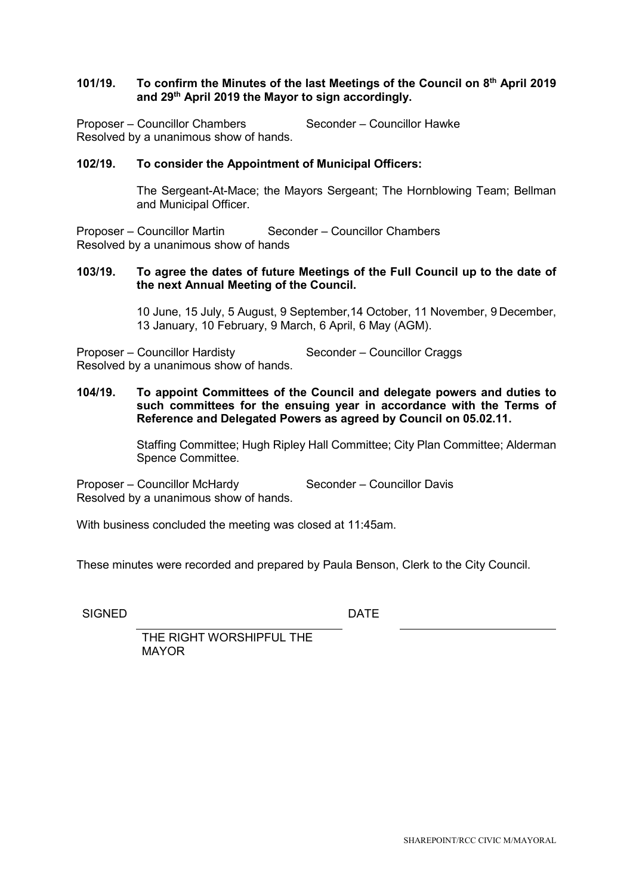**101/19. To confirm the Minutes of the last Meetings of the Council on 8th April 2019 and 29th April 2019 the Mayor to sign accordingly.**

Proposer – Councillor Chambers Seconder – Councillor Hawke
Resolved by a unanimous show of hands.

**102/19. To consider the Appointment of Municipal Officers:**

The Sergeant-At-Mace; the Mayors Sergeant; The Hornblowing Team; Bellman and Municipal Officer.

Proposer – Councillor Martin Seconder – Councillor Chambers
Resolved by a unanimous show of hands

**103/19. To agree the dates of future Meetings of the Full Council up to the date of the next Annual Meeting of the Council.**

10 June, 15 July, 5 August, 9 September,14 October, 11 November, 9 December, 13 January, 10 February, 9 March, 6 April, 6 May (AGM).

Proposer – Councillor Hardisty Seconder – Councillor Craggs
Resolved by a unanimous show of hands.

**104/19. To appoint Committees of the Council and delegate powers and duties to such committees for the ensuing year in accordance with the Terms of Reference and Delegated Powers as agreed by Council on 05.02.11.**

Staffing Committee; Hugh Ripley Hall Committee; City Plan Committee; Alderman Spence Committee.

Proposer – Councillor McHardy Seconder – Councillor Davis
Resolved by a unanimous show of hands.

With business concluded the meeting was closed at 11:45am.

These minutes were recorded and prepared by Paula Benson, Clerk to the City Council.

SIGNED ______________________ DATE ______________________

THE RIGHT WORSHIPFUL THE MAYOR

SHAREPOINT/RCC CIVIC M/MAYORAL